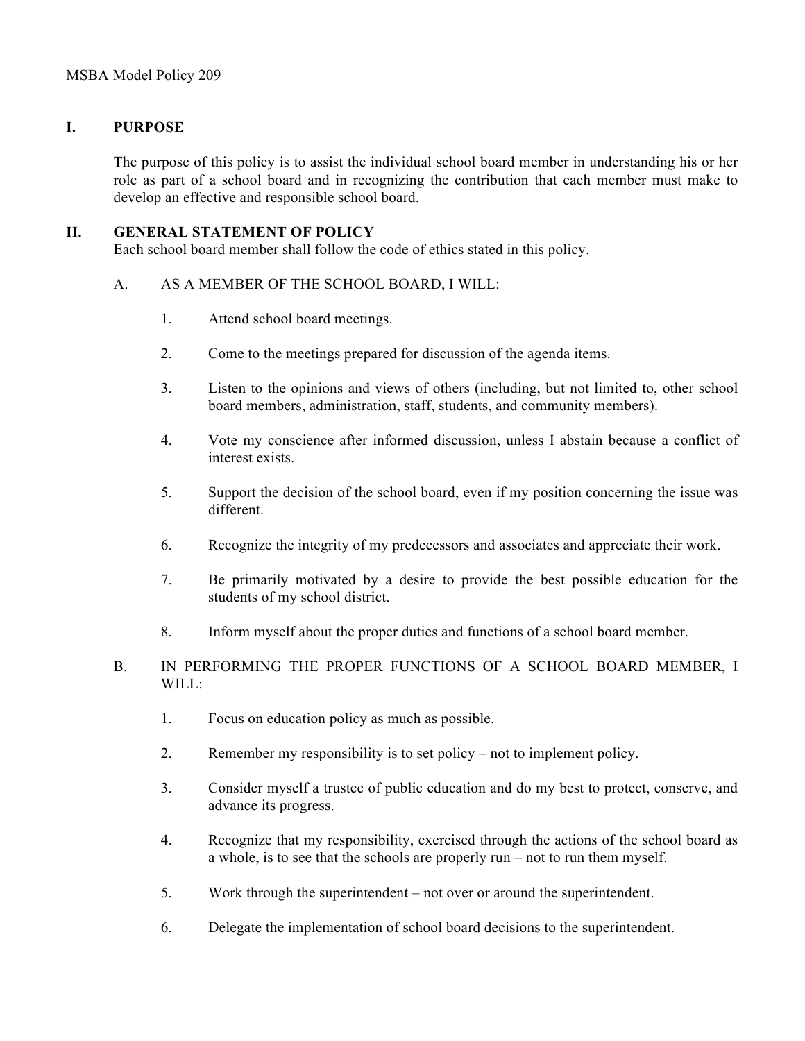MSBA Model Policy 209

## I. PURPOSE

The purpose of this policy is to assist the individual school board member in understanding his or her role as part of a school board and in recognizing the contribution that each member must make to develop an effective and responsible school board.

## II. GENERAL STATEMENT OF POLICY

Each school board member shall follow the code of ethics stated in this policy.

A. AS A MEMBER OF THE SCHOOL BOARD, I WILL:

1. Attend school board meetings.

2. Come to the meetings prepared for discussion of the agenda items.

3. Listen to the opinions and views of others (including, but not limited to, other school board members, administration, staff, students, and community members).

4. Vote my conscience after informed discussion, unless I abstain because a conflict of interest exists.

5. Support the decision of the school board, even if my position concerning the issue was different.

6. Recognize the integrity of my predecessors and associates and appreciate their work.

7. Be primarily motivated by a desire to provide the best possible education for the students of my school district.

8. Inform myself about the proper duties and functions of a school board member.

B. IN PERFORMING THE PROPER FUNCTIONS OF A SCHOOL BOARD MEMBER, I WILL:

1. Focus on education policy as much as possible.

2. Remember my responsibility is to set policy – not to implement policy.

3. Consider myself a trustee of public education and do my best to protect, conserve, and advance its progress.

4. Recognize that my responsibility, exercised through the actions of the school board as a whole, is to see that the schools are properly run – not to run them myself.

5. Work through the superintendent – not over or around the superintendent.

6. Delegate the implementation of school board decisions to the superintendent.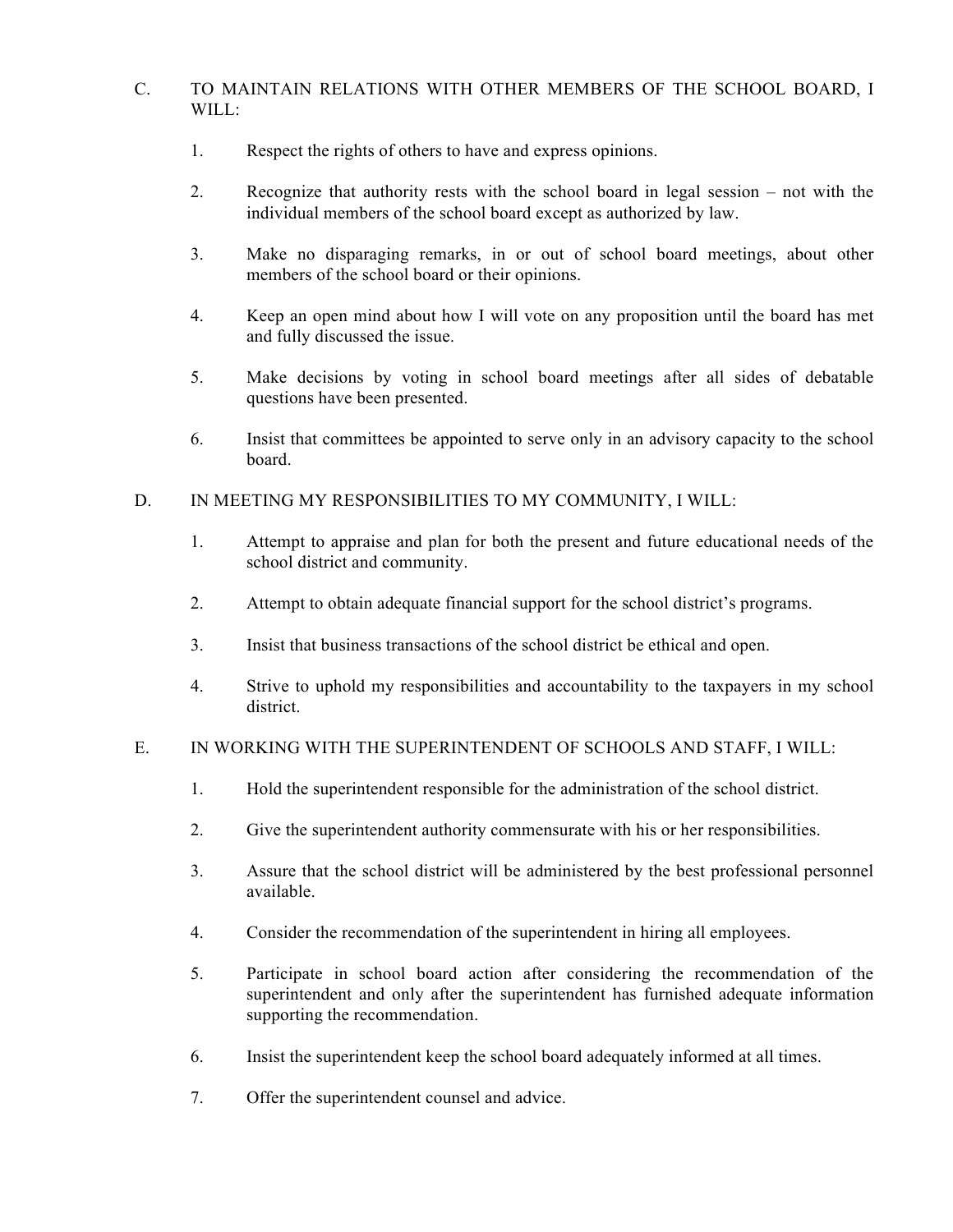C. TO MAINTAIN RELATIONS WITH OTHER MEMBERS OF THE SCHOOL BOARD, I WILL:

1. Respect the rights of others to have and express opinions.
2. Recognize that authority rests with the school board in legal session – not with the individual members of the school board except as authorized by law.
3. Make no disparaging remarks, in or out of school board meetings, about other members of the school board or their opinions.
4. Keep an open mind about how I will vote on any proposition until the board has met and fully discussed the issue.
5. Make decisions by voting in school board meetings after all sides of debatable questions have been presented.
6. Insist that committees be appointed to serve only in an advisory capacity to the school board.

D. IN MEETING MY RESPONSIBILITIES TO MY COMMUNITY, I WILL:

1. Attempt to appraise and plan for both the present and future educational needs of the school district and community.
2. Attempt to obtain adequate financial support for the school district's programs.
3. Insist that business transactions of the school district be ethical and open.
4. Strive to uphold my responsibilities and accountability to the taxpayers in my school district.

E. IN WORKING WITH THE SUPERINTENDENT OF SCHOOLS AND STAFF, I WILL:

1. Hold the superintendent responsible for the administration of the school district.
2. Give the superintendent authority commensurate with his or her responsibilities.
3. Assure that the school district will be administered by the best professional personnel available.
4. Consider the recommendation of the superintendent in hiring all employees.
5. Participate in school board action after considering the recommendation of the superintendent and only after the superintendent has furnished adequate information supporting the recommendation.
6. Insist the superintendent keep the school board adequately informed at all times.
7. Offer the superintendent counsel and advice.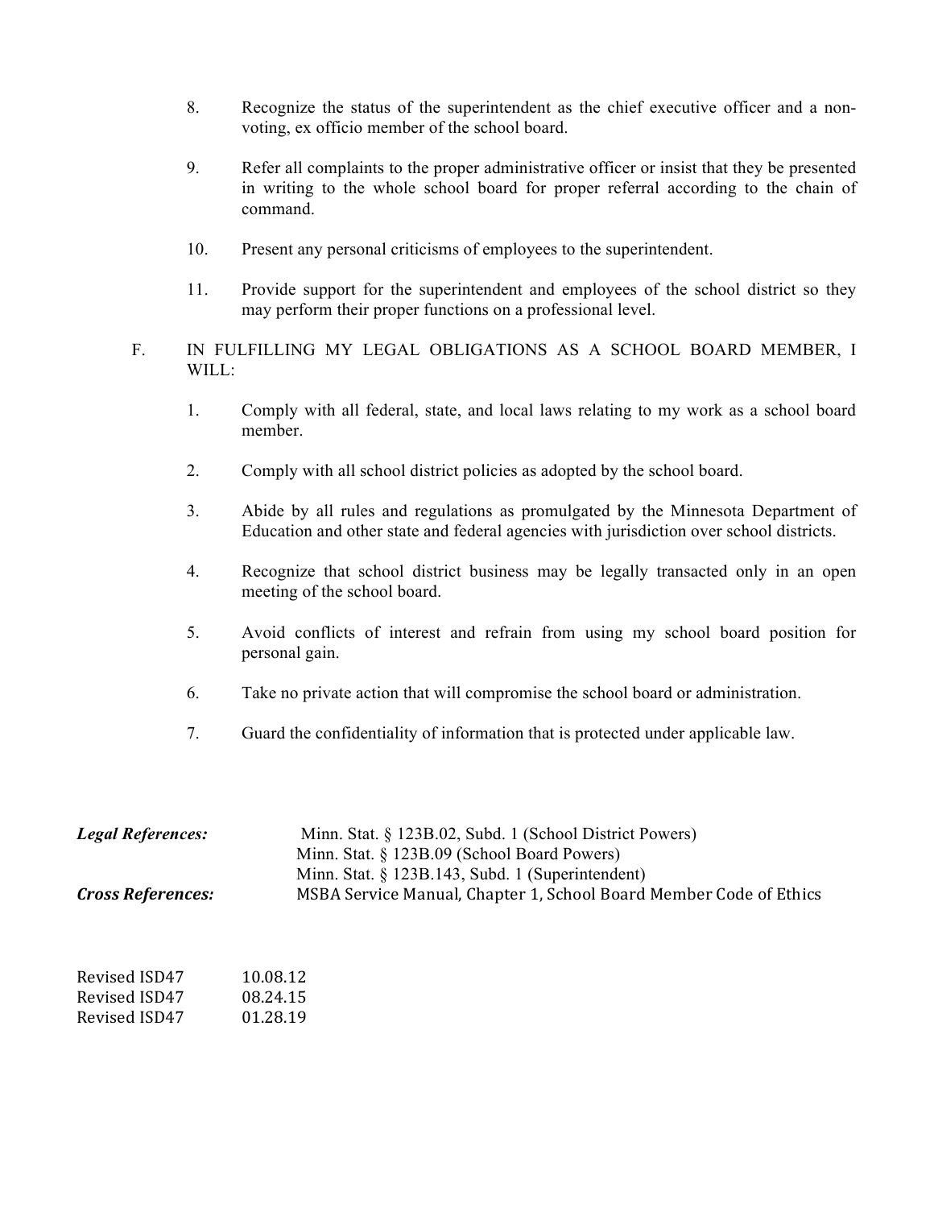8. Recognize the status of the superintendent as the chief executive officer and a non-voting, ex officio member of the school board.

9. Refer all complaints to the proper administrative officer or insist that they be presented in writing to the whole school board for proper referral according to the chain of command.

10. Present any personal criticisms of employees to the superintendent.

11. Provide support for the superintendent and employees of the school district so they may perform their proper functions on a professional level.

F. IN FULFILLING MY LEGAL OBLIGATIONS AS A SCHOOL BOARD MEMBER, I WILL:

1. Comply with all federal, state, and local laws relating to my work as a school board member.

2. Comply with all school district policies as adopted by the school board.

3. Abide by all rules and regulations as promulgated by the Minnesota Department of Education and other state and federal agencies with jurisdiction over school districts.

4. Recognize that school district business may be legally transacted only in an open meeting of the school board.

5. Avoid conflicts of interest and refrain from using my school board position for personal gain.

6. Take no private action that will compromise the school board or administration.

7. Guard the confidentiality of information that is protected under applicable law.

***Legal References:*** Minn. Stat. § 123B.02, Subd. 1 (School District Powers)
Minn. Stat. § 123B.09 (School Board Powers)
Minn. Stat. § 123B.143, Subd. 1 (Superintendent)

***Cross References:*** MSBA Service Manual, Chapter 1, School Board Member Code of Ethics

Revised ISD47 10.08.12
Revised ISD47 08.24.15
Revised ISD47 01.28.19